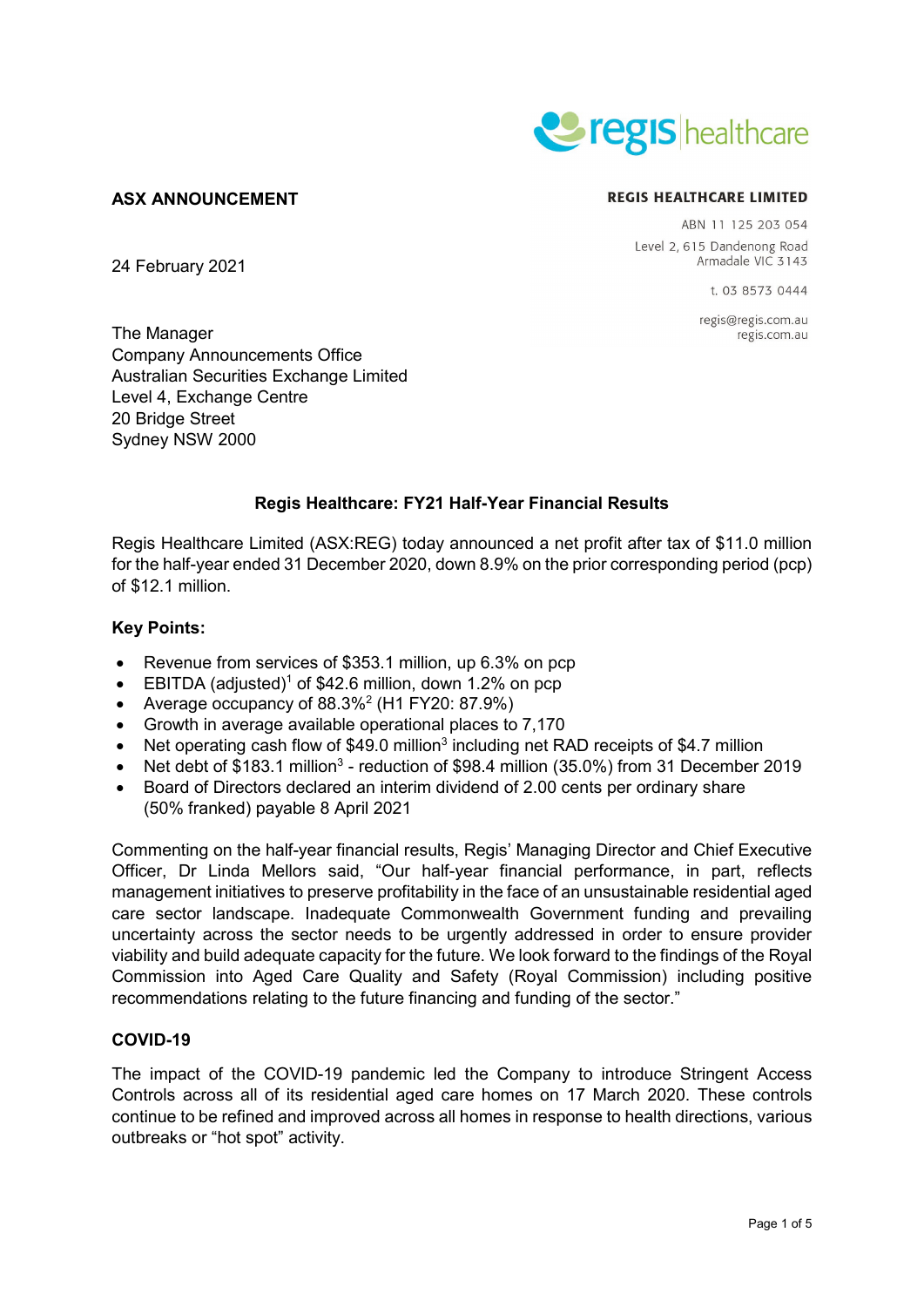**ASX ANNOUNCEMENT**

**REGIS HEALTHCARE LIMITED**

ABN 11 125 203 054

Level 2, 615 Dandenong Road
Armadale VIC 3143

t. 03 8573 0444

regis@regis.com.au
regis.com.au

24 February 2021

The Manager
Company Announcements Office
Australian Securities Exchange Limited
Level 4, Exchange Centre
20 Bridge Street
Sydney NSW 2000

## Regis Healthcare: FY21 Half-Year Financial Results

Regis Healthcare Limited (ASX:REG) today announced a net profit after tax of $11.0 million for the half-year ended 31 December 2020, down 8.9% on the prior corresponding period (pcp) of $12.1 million.

### Key Points:

- Revenue from services of $353.1 million, up 6.3% on pcp
- EBITDA (adjusted)[1] of $42.6 million, down 1.2% on pcp
- Average occupancy of 88.3%[2] (H1 FY20: 87.9%)
- Growth in average available operational places to 7,170
- Net operating cash flow of $49.0 million[3] including net RAD receipts of $4.7 million
- Net debt of $183.1 million[3] - reduction of $98.4 million (35.0%) from 31 December 2019
- Board of Directors declared an interim dividend of 2.00 cents per ordinary share (50% franked) payable 8 April 2021

Commenting on the half-year financial results, Regis' Managing Director and Chief Executive Officer, Dr Linda Mellors said, "Our half-year financial performance, in part, reflects management initiatives to preserve profitability in the face of an unsustainable residential aged care sector landscape. Inadequate Commonwealth Government funding and prevailing uncertainty across the sector needs to be urgently addressed in order to ensure provider viability and build adequate capacity for the future. We look forward to the findings of the Royal Commission into Aged Care Quality and Safety (Royal Commission) including positive recommendations relating to the future financing and funding of the sector."

### COVID-19

The impact of the COVID-19 pandemic led the Company to introduce Stringent Access Controls across all of its residential aged care homes on 17 March 2020. These controls continue to be refined and improved across all homes in response to health directions, various outbreaks or "hot spot" activity.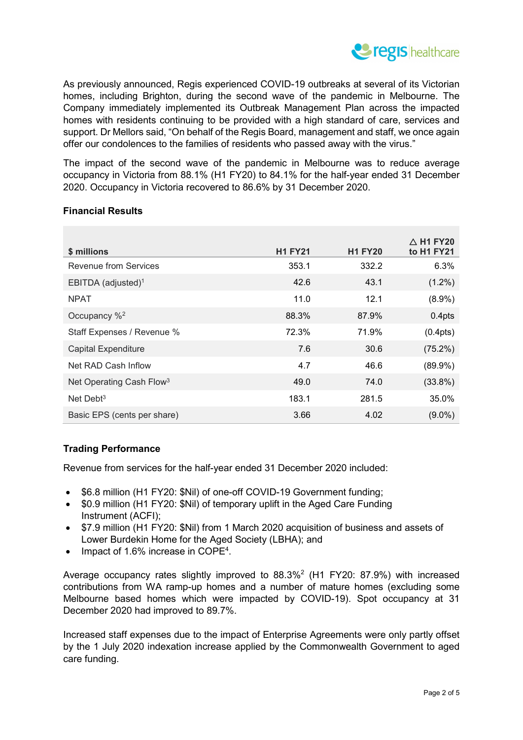As previously announced, Regis experienced COVID-19 outbreaks at several of its Victorian homes, including Brighton, during the second wave of the pandemic in Melbourne. The Company immediately implemented its Outbreak Management Plan across the impacted homes with residents continuing to be provided with a high standard of care, services and support. Dr Mellors said, "On behalf of the Regis Board, management and staff, we once again offer our condolences to the families of residents who passed away with the virus."

The impact of the second wave of the pandemic in Melbourne was to reduce average occupancy in Victoria from 88.1% (H1 FY20) to 84.1% for the half-year ended 31 December 2020. Occupancy in Victoria recovered to 86.6% by 31 December 2020.

**Financial Results**

| $ millions | H1 FY21 | H1 FY20 | △ H1 FY20 to H1 FY21 |
|---|---|---|---|
| Revenue from Services | 353.1 | 332.2 | 6.3% |
| EBITDA (adjusted)[1] | 42.6 | 43.1 | (1.2%) |
| NPAT | 11.0 | 12.1 | (8.9%) |
| Occupancy %[2] | 88.3% | 87.9% | 0.4pts |
| Staff Expenses / Revenue % | 72.3% | 71.9% | (0.4pts) |
| Capital Expenditure | 7.6 | 30.6 | (75.2%) |
| Net RAD Cash Inflow | 4.7 | 46.6 | (89.9%) |
| Net Operating Cash Flow[3] | 49.0 | 74.0 | (33.8%) |
| Net Debt[3] | 183.1 | 281.5 | 35.0% |
| Basic EPS (cents per share) | 3.66 | 4.02 | (9.0%) |

**Trading Performance**

Revenue from services for the half-year ended 31 December 2020 included:

- $6.8 million (H1 FY20: $Nil) of one-off COVID-19 Government funding;
- $0.9 million (H1 FY20: $Nil) of temporary uplift in the Aged Care Funding Instrument (ACFI);
- $7.9 million (H1 FY20: $Nil) from 1 March 2020 acquisition of business and assets of Lower Burdekin Home for the Aged Society (LBHA); and
- Impact of 1.6% increase in COPE[4].

Average occupancy rates slightly improved to 88.3%[2] (H1 FY20: 87.9%) with increased contributions from WA ramp-up homes and a number of mature homes (excluding some Melbourne based homes which were impacted by COVID-19). Spot occupancy at 31 December 2020 had improved to 89.7%.

Increased staff expenses due to the impact of Enterprise Agreements were only partly offset by the 1 July 2020 indexation increase applied by the Commonwealth Government to aged care funding.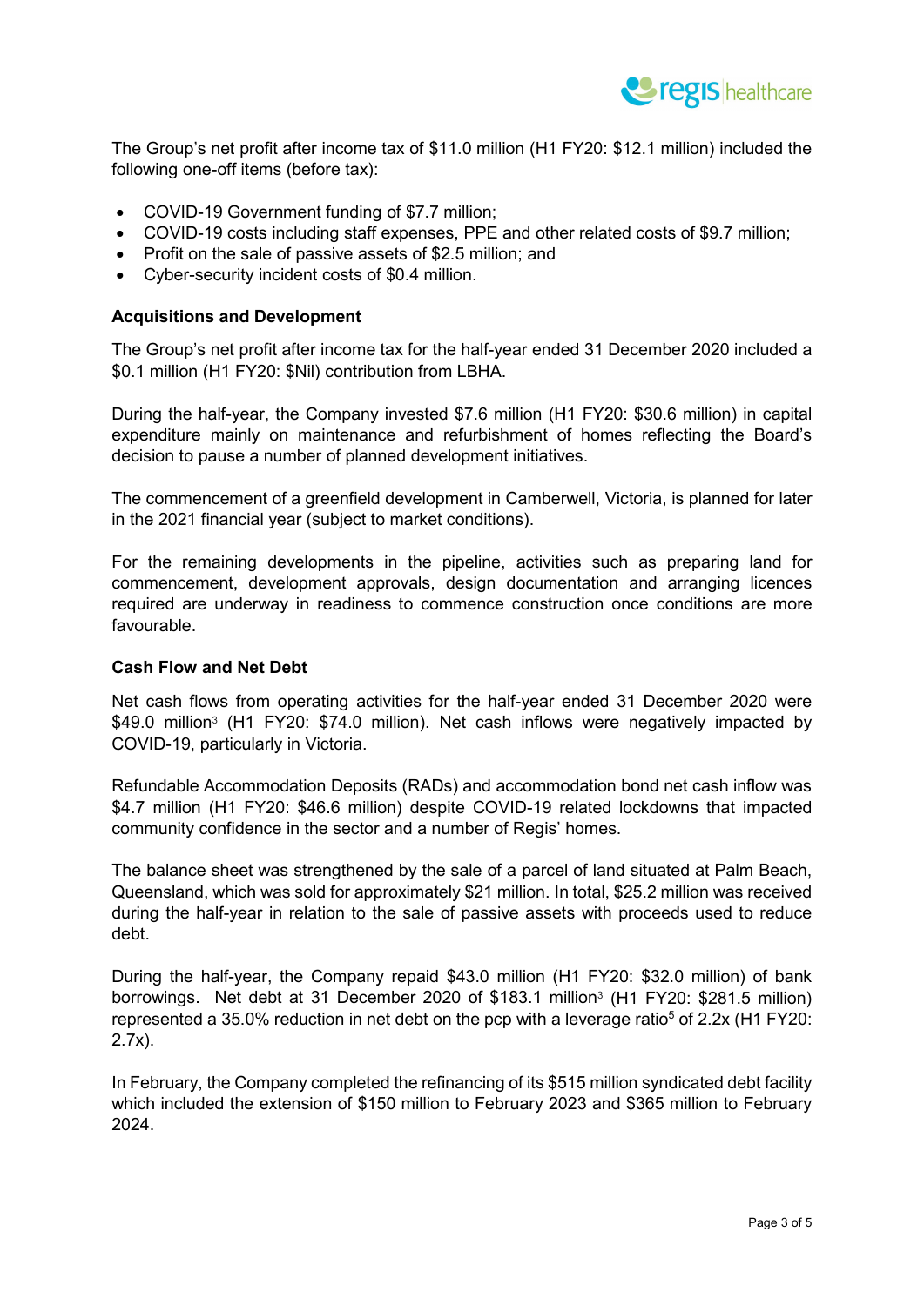The Group's net profit after income tax of $11.0 million (H1 FY20: $12.1 million) included the following one-off items (before tax):

- COVID-19 Government funding of $7.7 million;
- COVID-19 costs including staff expenses, PPE and other related costs of $9.7 million;
- Profit on the sale of passive assets of $2.5 million; and
- Cyber-security incident costs of $0.4 million.

**Acquisitions and Development**

The Group's net profit after income tax for the half-year ended 31 December 2020 included a $0.1 million (H1 FY20: $Nil) contribution from LBHA.

During the half-year, the Company invested $7.6 million (H1 FY20: $30.6 million) in capital expenditure mainly on maintenance and refurbishment of homes reflecting the Board's decision to pause a number of planned development initiatives.

The commencement of a greenfield development in Camberwell, Victoria, is planned for later in the 2021 financial year (subject to market conditions).

For the remaining developments in the pipeline, activities such as preparing land for commencement, development approvals, design documentation and arranging licences required are underway in readiness to commence construction once conditions are more favourable.

**Cash Flow and Net Debt**

Net cash flows from operating activities for the half-year ended 31 December 2020 were $49.0 million[3] (H1 FY20: $74.0 million). Net cash inflows were negatively impacted by COVID-19, particularly in Victoria.

Refundable Accommodation Deposits (RADs) and accommodation bond net cash inflow was $4.7 million (H1 FY20: $46.6 million) despite COVID-19 related lockdowns that impacted community confidence in the sector and a number of Regis' homes.

The balance sheet was strengthened by the sale of a parcel of land situated at Palm Beach, Queensland, which was sold for approximately $21 million. In total, $25.2 million was received during the half-year in relation to the sale of passive assets with proceeds used to reduce debt.

During the half-year, the Company repaid $43.0 million (H1 FY20: $32.0 million) of bank borrowings. Net debt at 31 December 2020 of $183.1 million[3] (H1 FY20: $281.5 million) represented a 35.0% reduction in net debt on the pcp with a leverage ratio[5] of 2.2x (H1 FY20: 2.7x).

In February, the Company completed the refinancing of its $515 million syndicated debt facility which included the extension of $150 million to February 2023 and $365 million to February 2024.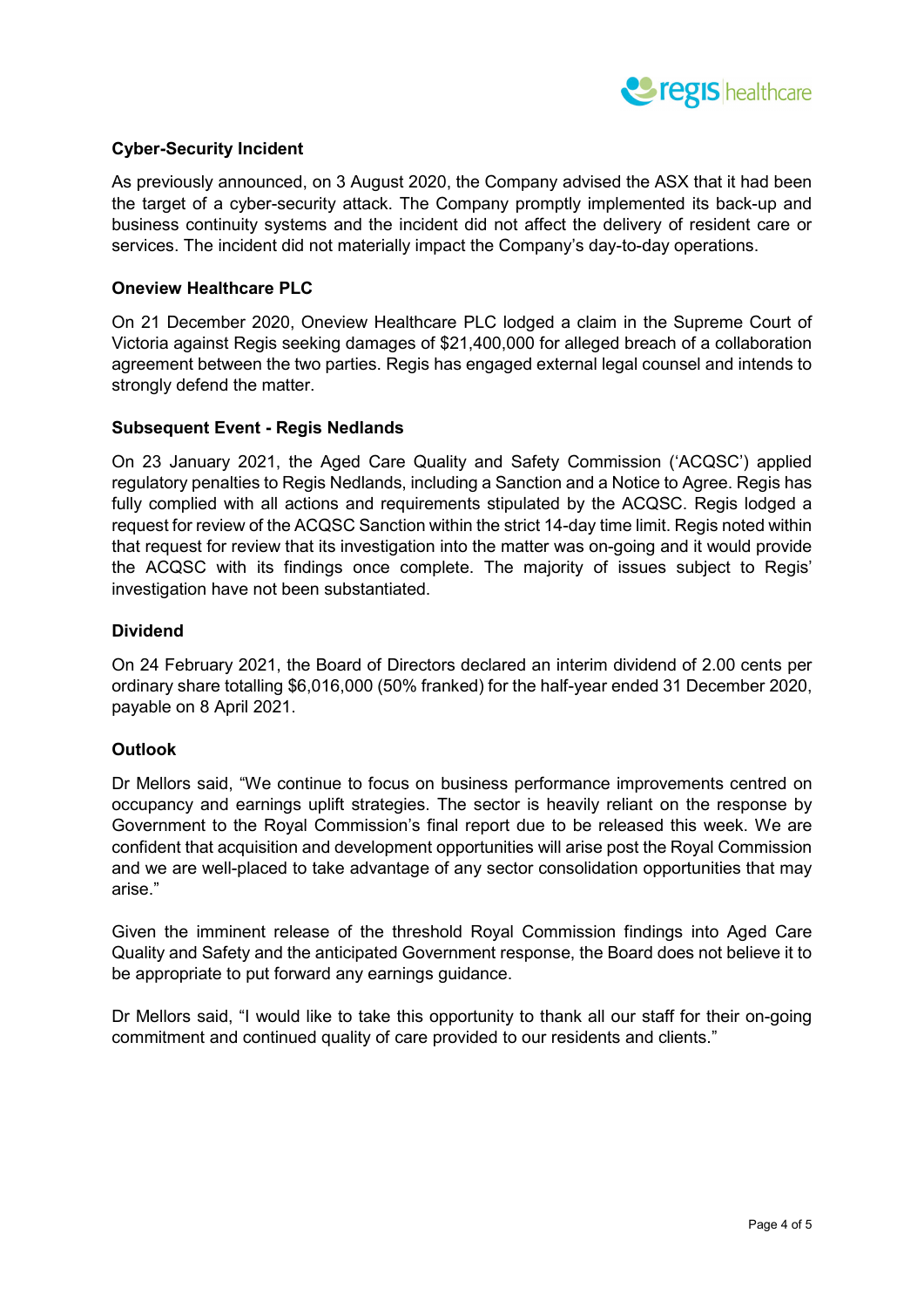**Cyber-Security Incident**

As previously announced, on 3 August 2020, the Company advised the ASX that it had been the target of a cyber-security attack. The Company promptly implemented its back-up and business continuity systems and the incident did not affect the delivery of resident care or services. The incident did not materially impact the Company's day-to-day operations.

**Oneview Healthcare PLC**

On 21 December 2020, Oneview Healthcare PLC lodged a claim in the Supreme Court of Victoria against Regis seeking damages of $21,400,000 for alleged breach of a collaboration agreement between the two parties. Regis has engaged external legal counsel and intends to strongly defend the matter.

**Subsequent Event - Regis Nedlands**

On 23 January 2021, the Aged Care Quality and Safety Commission ('ACQSC') applied regulatory penalties to Regis Nedlands, including a Sanction and a Notice to Agree. Regis has fully complied with all actions and requirements stipulated by the ACQSC. Regis lodged a request for review of the ACQSC Sanction within the strict 14-day time limit. Regis noted within that request for review that its investigation into the matter was on-going and it would provide the ACQSC with its findings once complete. The majority of issues subject to Regis' investigation have not been substantiated.

**Dividend**

On 24 February 2021, the Board of Directors declared an interim dividend of 2.00 cents per ordinary share totalling $6,016,000 (50% franked) for the half-year ended 31 December 2020, payable on 8 April 2021.

**Outlook**

Dr Mellors said, "We continue to focus on business performance improvements centred on occupancy and earnings uplift strategies. The sector is heavily reliant on the response by Government to the Royal Commission's final report due to be released this week. We are confident that acquisition and development opportunities will arise post the Royal Commission and we are well-placed to take advantage of any sector consolidation opportunities that may arise."

Given the imminent release of the threshold Royal Commission findings into Aged Care Quality and Safety and the anticipated Government response, the Board does not believe it to be appropriate to put forward any earnings guidance.

Dr Mellors said, "I would like to take this opportunity to thank all our staff for their on-going commitment and continued quality of care provided to our residents and clients."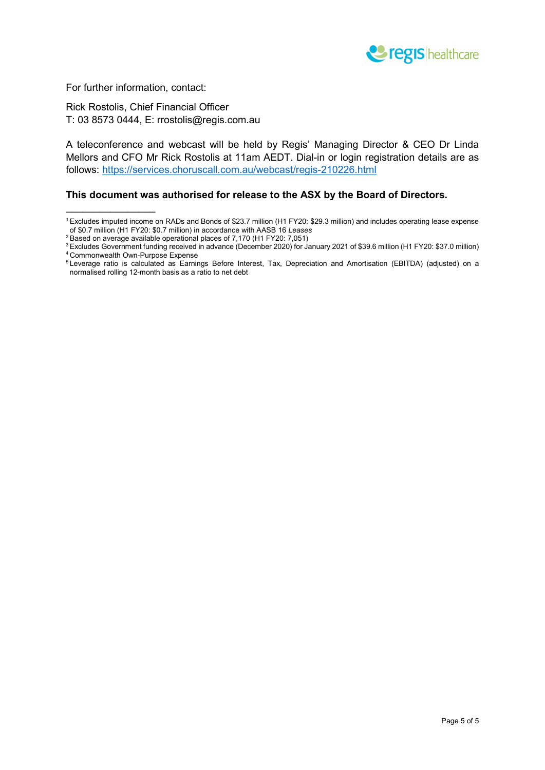For further information, contact:

Rick Rostolis, Chief Financial Officer
T: 03 8573 0444, E: rrostolis@regis.com.au

A teleconference and webcast will be held by Regis' Managing Director & CEO Dr Linda Mellors and CFO Mr Rick Rostolis at 11am AEDT. Dial-in or login registration details are as follows: https://services.choruscall.com.au/webcast/regis-210226.html

**This document was authorised for release to the ASX by the Board of Directors.**

---

[1] Excludes imputed income on RADs and Bonds of $23.7 million (H1 FY20: $29.3 million) and includes operating lease expense of $0.7 million (H1 FY20: $0.7 million) in accordance with AASB 16 *Leases*

[2] Based on average available operational places of 7,170 (H1 FY20: 7,051)

[3] Excludes Government funding received in advance (December 2020) for January 2021 of $39.6 million (H1 FY20: $37.0 million)

[4] Commonwealth Own-Purpose Expense

[5] Leverage ratio is calculated as Earnings Before Interest, Tax, Depreciation and Amortisation (EBITDA) (adjusted) on a normalised rolling 12-month basis as a ratio to net debt